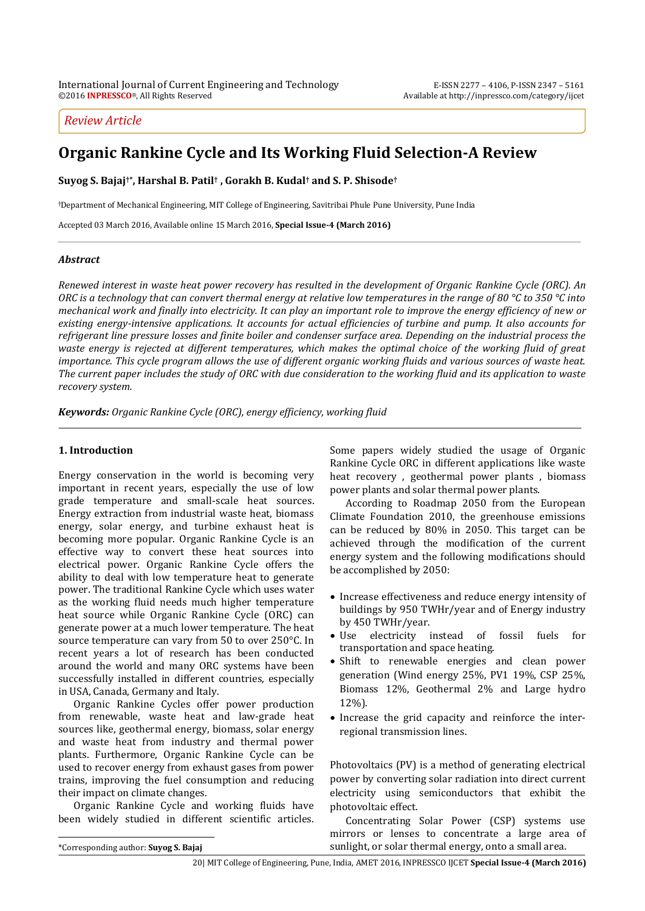*Review Article*

# Organic Rankine Cycle and Its Working Fluid Selection-A Review

**Suyog S. Bajaj[†*], Harshal B. Patil[†], Gorakh B. Kudal[†] and S. P. Shisode[†]**

[†]Department of Mechanical Engineering, MIT College of Engineering, Savitribai Phule Pune University, Pune India

Accepted 03 March 2016, Available online 15 March 2016, **Special Issue-4 (March 2016)**

### *Abstract*

*Renewed interest in waste heat power recovery has resulted in the development of Organic Rankine Cycle (ORC). An ORC is a technology that can convert thermal energy at relative low temperatures in the range of 80 °C to 350 °C into mechanical work and finally into electricity. It can play an important role to improve the energy efficiency of new or existing energy-intensive applications. It accounts for actual efficiencies of turbine and pump. It also accounts for refrigerant line pressure losses and finite boiler and condenser surface area. Depending on the industrial process the waste energy is rejected at different temperatures, which makes the optimal choice of the working fluid of great importance. This cycle program allows the use of different organic working fluids and various sources of waste heat. The current paper includes the study of ORC with due consideration to the working fluid and its application to waste recovery system.*

***Keywords:*** *Organic Rankine Cycle (ORC), energy efficiency, working fluid*

## 1. Introduction

Energy conservation in the world is becoming very important in recent years, especially the use of low grade temperature and small-scale heat sources. Energy extraction from industrial waste heat, biomass energy, solar energy, and turbine exhaust heat is becoming more popular. Organic Rankine Cycle is an effective way to convert these heat sources into electrical power. Organic Rankine Cycle offers the ability to deal with low temperature heat to generate power. The traditional Rankine Cycle which uses water as the working fluid needs much higher temperature heat source while Organic Rankine Cycle (ORC) can generate power at a much lower temperature. The heat source temperature can vary from 50 to over 250°C. In recent years a lot of research has been conducted around the world and many ORC systems have been successfully installed in different countries, especially in USA, Canada, Germany and Italy.

Organic Rankine Cycles offer power production from renewable, waste heat and law-grade heat sources like, geothermal energy, biomass, solar energy and waste heat from industry and thermal power plants. Furthermore, Organic Rankine Cycle can be used to recover energy from exhaust gases from power trains, improving the fuel consumption and reducing their impact on climate changes.

Organic Rankine Cycle and working fluids have been widely studied in different scientific articles. Some papers widely studied the usage of Organic Rankine Cycle ORC in different applications like waste heat recovery , geothermal power plants , biomass power plants and solar thermal power plants.

According to Roadmap 2050 from the European Climate Foundation 2010, the greenhouse emissions can be reduced by 80% in 2050. This target can be achieved through the modification of the current energy system and the following modifications should be accomplished by 2050:

- Increase effectiveness and reduce energy intensity of buildings by 950 TWHr/year and of Energy industry by 450 TWHr/year.
- Use electricity instead of fossil fuels for transportation and space heating.
- Shift to renewable energies and clean power generation (Wind energy 25%, PV1 19%, CSP 25%, Biomass 12%, Geothermal 2% and Large hydro 12%).
- Increase the grid capacity and reinforce the inter-regional transmission lines.

Photovoltaics (PV) is a method of generating electrical power by converting solar radiation into direct current electricity using semiconductors that exhibit the photovoltaic effect.

Concentrating Solar Power (CSP) systems use mirrors or lenses to concentrate a large area of sunlight, or solar thermal energy, onto a small area.

*Corresponding author: **Suyog S. Bajaj**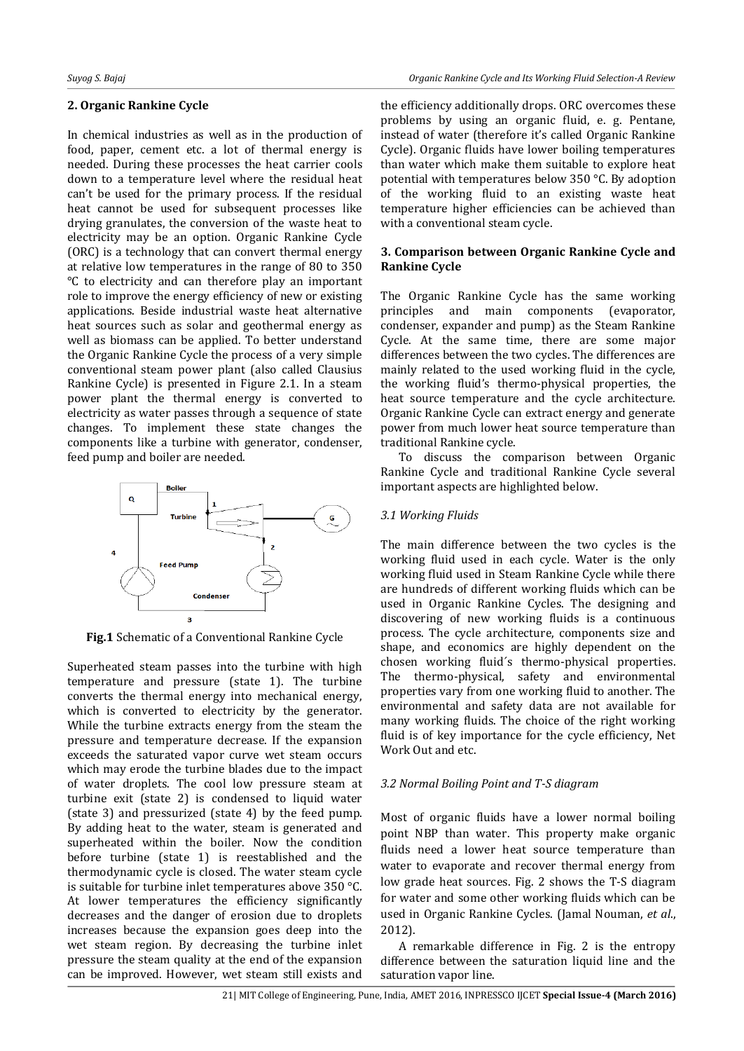## 2. Organic Rankine Cycle

In chemical industries as well as in the production of food, paper, cement etc. a lot of thermal energy is needed. During these processes the heat carrier cools down to a temperature level where the residual heat can't be used for the primary process. If the residual heat cannot be used for subsequent processes like drying granulates, the conversion of the waste heat to electricity may be an option. Organic Rankine Cycle (ORC) is a technology that can convert thermal energy at relative low temperatures in the range of 80 to 350 °C to electricity and can therefore play an important role to improve the energy efficiency of new or existing applications. Beside industrial waste heat alternative heat sources such as solar and geothermal energy as well as biomass can be applied. To better understand the Organic Rankine Cycle the process of a very simple conventional steam power plant (also called Clausius Rankine Cycle) is presented in Figure 2.1. In a steam power plant the thermal energy is converted to electricity as water passes through a sequence of state changes. To implement these state changes the components like a turbine with generator, condenser, feed pump and boiler are needed.

**Fig.1** Schematic of a Conventional Rankine Cycle

Superheated steam passes into the turbine with high temperature and pressure (state 1). The turbine converts the thermal energy into mechanical energy, which is converted to electricity by the generator. While the turbine extracts energy from the steam the pressure and temperature decrease. If the expansion exceeds the saturated vapor curve wet steam occurs which may erode the turbine blades due to the impact of water droplets. The cool low pressure steam at turbine exit (state 2) is condensed to liquid water (state 3) and pressurized (state 4) by the feed pump. By adding heat to the water, steam is generated and superheated within the boiler. Now the condition before turbine (state 1) is reestablished and the thermodynamic cycle is closed. The water steam cycle is suitable for turbine inlet temperatures above 350 °C. At lower temperatures the efficiency significantly decreases and the danger of erosion due to droplets increases because the expansion goes deep into the wet steam region. By decreasing the turbine inlet pressure the steam quality at the end of the expansion can be improved. However, wet steam still exists and the efficiency additionally drops. ORC overcomes these problems by using an organic fluid, e. g. Pentane, instead of water (therefore it's called Organic Rankine Cycle). Organic fluids have lower boiling temperatures than water which make them suitable to explore heat potential with temperatures below 350 °C. By adoption of the working fluid to an existing waste heat temperature higher efficiencies can be achieved than with a conventional steam cycle.

## 3. Comparison between Organic Rankine Cycle and Rankine Cycle

The Organic Rankine Cycle has the same working principles and main components (evaporator, condenser, expander and pump) as the Steam Rankine Cycle. At the same time, there are some major differences between the two cycles. The differences are mainly related to the used working fluid in the cycle, the working fluid's thermo-physical properties, the heat source temperature and the cycle architecture. Organic Rankine Cycle can extract energy and generate power from much lower heat source temperature than traditional Rankine cycle.

To discuss the comparison between Organic Rankine Cycle and traditional Rankine Cycle several important aspects are highlighted below.

### *3.1 Working Fluids*

The main difference between the two cycles is the working fluid used in each cycle. Water is the only working fluid used in Steam Rankine Cycle while there are hundreds of different working fluids which can be used in Organic Rankine Cycles. The designing and discovering of new working fluids is a continuous process. The cycle architecture, components size and shape, and economics are highly dependent on the chosen working fluid´s thermo-physical properties. The thermo-physical, safety and environmental properties vary from one working fluid to another. The environmental and safety data are not available for many working fluids. The choice of the right working fluid is of key importance for the cycle efficiency, Net Work Out and etc.

### *3.2 Normal Boiling Point and T-S diagram*

Most of organic fluids have a lower normal boiling point NBP than water. This property make organic fluids need a lower heat source temperature than water to evaporate and recover thermal energy from low grade heat sources. Fig. 2 shows the T-S diagram for water and some other working fluids which can be used in Organic Rankine Cycles. (Jamal Nouman, *et al*., 2012).

A remarkable difference in Fig. 2 is the entropy difference between the saturation liquid line and the saturation vapor line.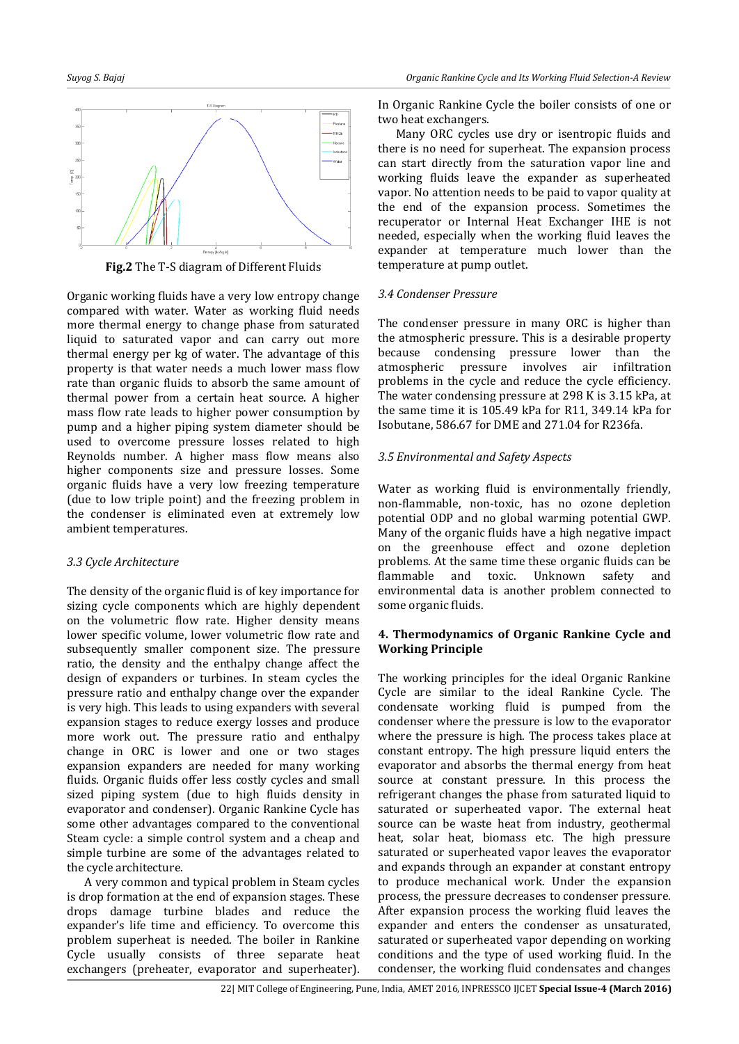**Fig.2** The T-S diagram of Different Fluids

Organic working fluids have a very low entropy change compared with water. Water as working fluid needs more thermal energy to change phase from saturated liquid to saturated vapor and can carry out more thermal energy per kg of water. The advantage of this property is that water needs a much lower mass flow rate than organic fluids to absorb the same amount of thermal power from a certain heat source. A higher mass flow rate leads to higher power consumption by pump and a higher piping system diameter should be used to overcome pressure losses related to high Reynolds number. A higher mass flow means also higher components size and pressure losses. Some organic fluids have a very low freezing temperature (due to low triple point) and the freezing problem in the condenser is eliminated even at extremely low ambient temperatures.

### *3.3 Cycle Architecture*

The density of the organic fluid is of key importance for sizing cycle components which are highly dependent on the volumetric flow rate. Higher density means lower specific volume, lower volumetric flow rate and subsequently smaller component size. The pressure ratio, the density and the enthalpy change affect the design of expanders or turbines. In steam cycles the pressure ratio and enthalpy change over the expander is very high. This leads to using expanders with several expansion stages to reduce exergy losses and produce more work out. The pressure ratio and enthalpy change in ORC is lower and one or two stages expansion expanders are needed for many working fluids. Organic fluids offer less costly cycles and small sized piping system (due to high fluids density in evaporator and condenser). Organic Rankine Cycle has some other advantages compared to the conventional Steam cycle: a simple control system and a cheap and simple turbine are some of the advantages related to the cycle architecture.

A very common and typical problem in Steam cycles is drop formation at the end of expansion stages. These drops damage turbine blades and reduce the expander's life time and efficiency. To overcome this problem superheat is needed. The boiler in Rankine Cycle usually consists of three separate heat exchangers (preheater, evaporator and superheater). In Organic Rankine Cycle the boiler consists of one or two heat exchangers.

Many ORC cycles use dry or isentropic fluids and there is no need for superheat. The expansion process can start directly from the saturation vapor line and working fluids leave the expander as superheated vapor. No attention needs to be paid to vapor quality at the end of the expansion process. Sometimes the recuperator or Internal Heat Exchanger IHE is not needed, especially when the working fluid leaves the expander at temperature much lower than the temperature at pump outlet.

### *3.4 Condenser Pressure*

The condenser pressure in many ORC is higher than the atmospheric pressure. This is a desirable property because condensing pressure lower than atmospheric pressure involves air infiltration problems in the cycle and reduce the cycle efficiency. The water condensing pressure at 298 K is 3.15 kPa, at the same time it is 105.49 kPa for R11, 349.14 kPa for Isobutane, 586.67 for DME and 271.04 for R236fa.

### *3.5 Environmental and Safety Aspects*

Water as working fluid is environmentally friendly, non-flammable, non-toxic, has no ozone depletion potential ODP and no global warming potential GWP. Many of the organic fluids have a high negative impact on the greenhouse effect and ozone depletion problems. At the same time these organic fluids can be flammable and toxic. Unknown safety and environmental data is another problem connected to some organic fluids.

## 4. Thermodynamics of Organic Rankine Cycle and Working Principle

The working principles for the ideal Organic Rankine Cycle are similar to the ideal Rankine Cycle. The condensate working fluid is pumped from the condenser where the pressure is low to the evaporator where the pressure is high. The process takes place at constant entropy. The high pressure liquid enters the evaporator and absorbs the thermal energy from heat source at constant pressure. In this process the refrigerant changes the phase from saturated liquid to saturated or superheated vapor. The external heat source can be waste heat from industry, geothermal heat, solar heat, biomass etc. The high pressure saturated or superheated vapor leaves the evaporator and expands through an expander at constant entropy to produce mechanical work. Under the expansion process, the pressure decreases to condenser pressure. After expansion process the working fluid leaves the expander and enters the condenser as unsaturated, saturated or superheated vapor depending on working conditions and the type of used working fluid. In the condenser, the working fluid condensates and changes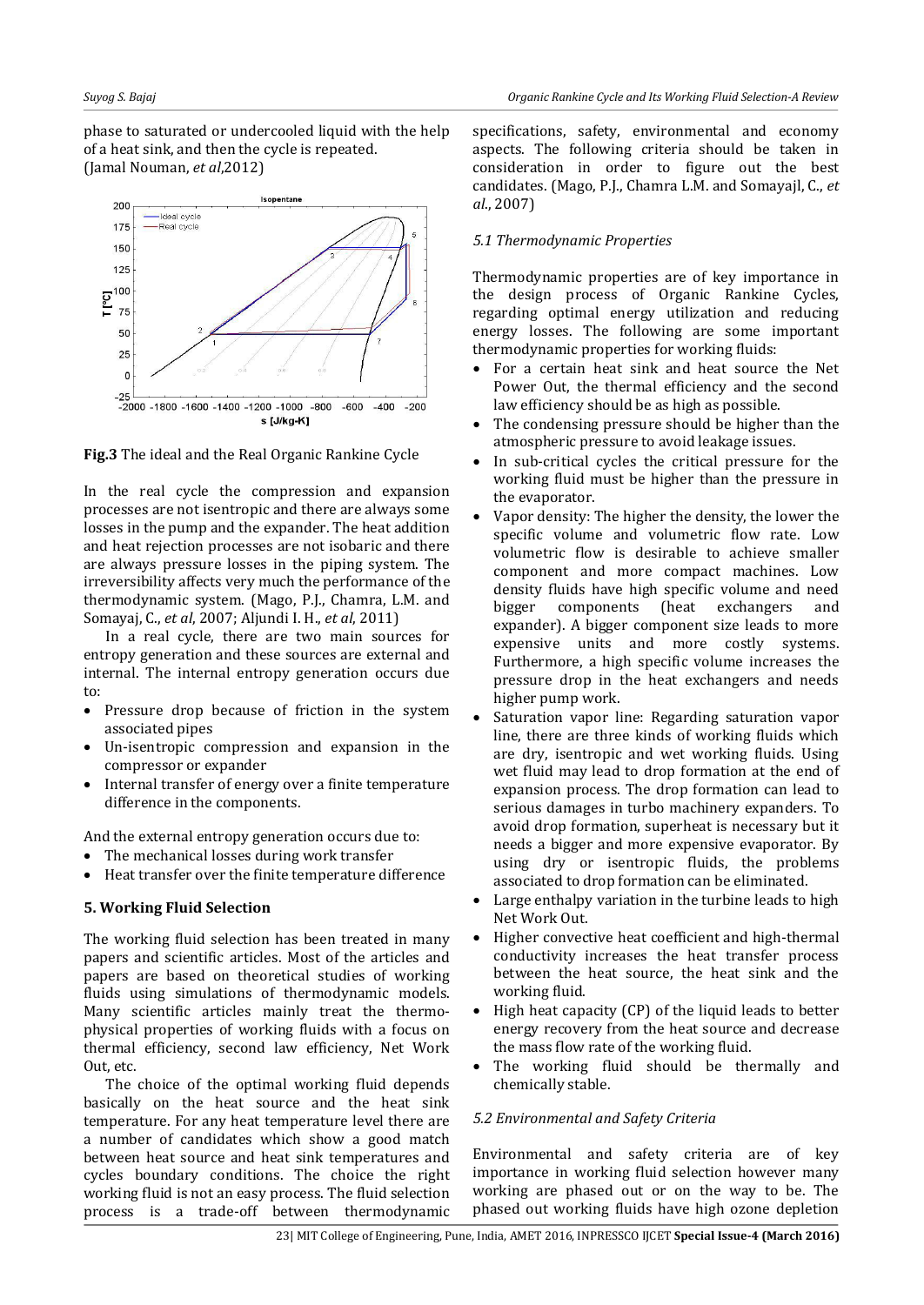phase to saturated or undercooled liquid with the help of a heat sink, and then the cycle is repeated. (Jamal Nouman, *et al*,2012)

**Fig.3** The ideal and the Real Organic Rankine Cycle

In the real cycle the compression and expansion processes are not isentropic and there are always some losses in the pump and the expander. The heat addition and heat rejection processes are not isobaric and there are always pressure losses in the piping system. The irreversibility affects very much the performance of the thermodynamic system. (Mago, P.J., Chamra, L.M. and Somayaj, C., *et al*, 2007; Aljundi I. H., *et al*, 2011)

In a real cycle, there are two main sources for entropy generation and these sources are external and internal. The internal entropy generation occurs due to:

- Pressure drop because of friction in the system associated pipes
- Un-isentropic compression and expansion in the compressor or expander
- Internal transfer of energy over a finite temperature difference in the components.

And the external entropy generation occurs due to:

- The mechanical losses during work transfer
- Heat transfer over the finite temperature difference

## 5. Working Fluid Selection

The working fluid selection has been treated in many papers and scientific articles. Most of the articles and papers are based on theoretical studies of working fluids using simulations of thermodynamic models. Many scientific articles mainly treat the thermo-physical properties of working fluids with a focus on thermal efficiency, second law efficiency, Net Work Out, etc.

The choice of the optimal working fluid depends basically on the heat source and the heat sink temperature. For any heat temperature level there are a number of candidates which show a good match between heat source and heat sink temperatures and cycles boundary conditions. The choice the right working fluid is not an easy process. The fluid selection process is a trade-off between thermodynamic specifications, safety, environmental and economy aspects. The following criteria should be taken in consideration in order to figure out the best candidates. (Mago, P.J., Chamra L.M. and Somayajl, C., *et al*., 2007)

### *5.1 Thermodynamic Properties*

Thermodynamic properties are of key importance in the design process of Organic Rankine Cycles, regarding optimal energy utilization and reducing energy losses. The following are some important thermodynamic properties for working fluids:

- For a certain heat sink and heat source the Net Power Out, the thermal efficiency and the second law efficiency should be as high as possible.
- The condensing pressure should be higher than the atmospheric pressure to avoid leakage issues.
- In sub-critical cycles the critical pressure for the working fluid must be higher than the pressure in the evaporator.
- Vapor density: The higher the density, the lower the specific volume and volumetric flow rate. Low volumetric flow is desirable to achieve smaller component and more compact machines. Low density fluids have high specific volume and need bigger components (heat exchangers and expander). A bigger component size leads to more expensive units and more costly systems. Furthermore, a high specific volume increases the pressure drop in the heat exchangers and needs higher pump work.
- Saturation vapor line: Regarding saturation vapor line, there are three kinds of working fluids which are dry, isentropic and wet working fluids. Using wet fluid may lead to drop formation at the end of expansion process. The drop formation can lead to serious damages in turbo machinery expanders. To avoid drop formation, superheat is necessary but it needs a bigger and more expensive evaporator. By using dry or isentropic fluids, the problems associated to drop formation can be eliminated.
- Large enthalpy variation in the turbine leads to high Net Work Out.
- Higher convective heat coefficient and high-thermal conductivity increases the heat transfer process between the heat source, the heat sink and the working fluid.
- High heat capacity (CP) of the liquid leads to better energy recovery from the heat source and decrease the mass flow rate of the working fluid.
- The working fluid should be thermally and chemically stable.

### *5.2 Environmental and Safety Criteria*

Environmental and safety criteria are of key importance in working fluid selection however many working are phased out or on the way to be. The phased out working fluids have high ozone depletion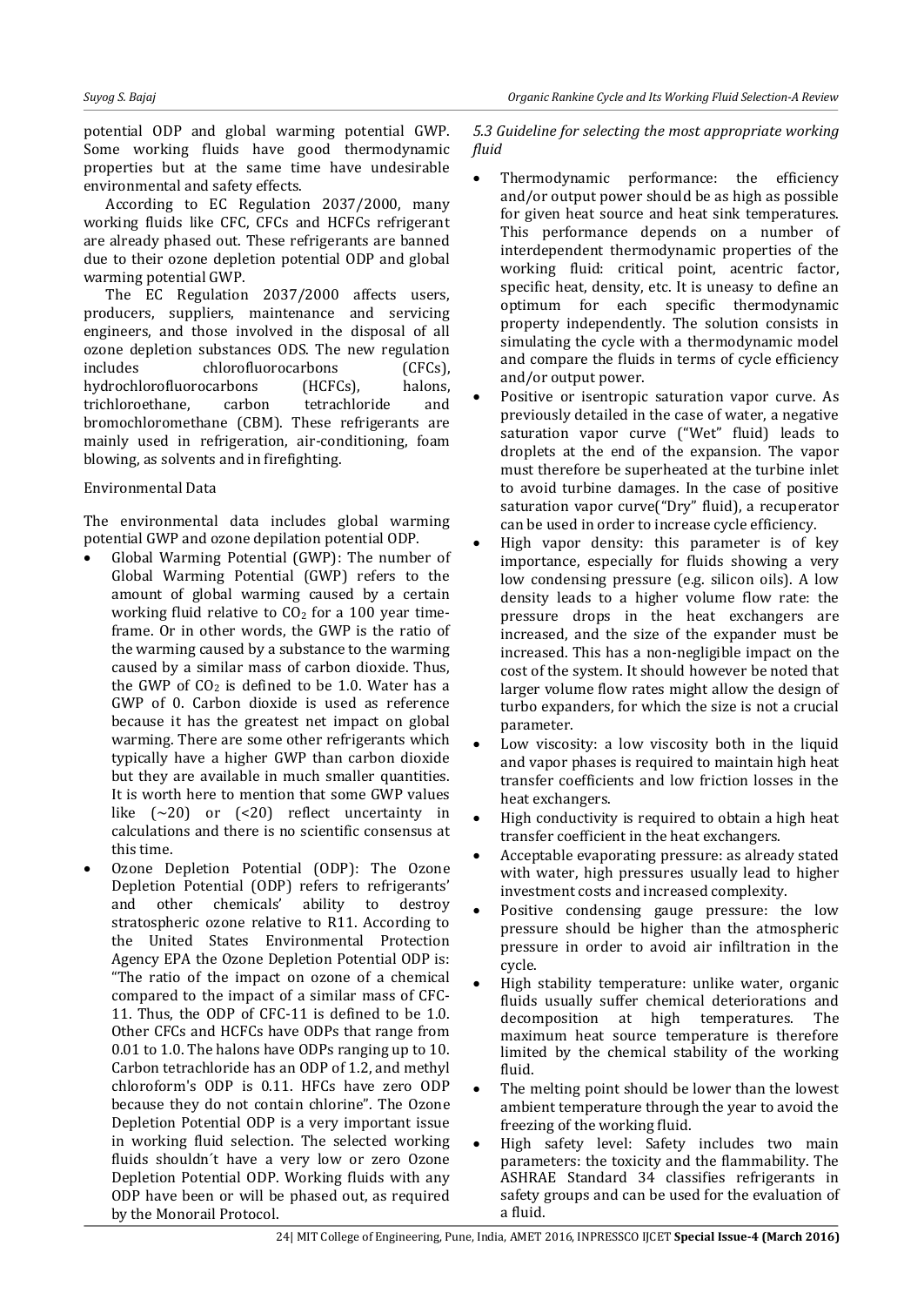potential ODP and global warming potential GWP. Some working fluids have good thermodynamic properties but at the same time have undesirable environmental and safety effects.

According to EC Regulation 2037/2000, many working fluids like CFC, CFCs and HCFCs refrigerant are already phased out. These refrigerants are banned due to their ozone depletion potential ODP and global warming potential GWP.

The EC Regulation 2037/2000 affects users, producers, suppliers, maintenance and servicing engineers, and those involved in the disposal of all ozone depletion substances ODS. The new regulation includes chlorofluorocarbons (CFCs), hydrochlorofluorocarbons (HCFCs), halons, trichloroethane, carbon tetrachloride and bromochloromethane (CBM). These refrigerants are mainly used in refrigeration, air-conditioning, foam blowing, as solvents and in firefighting.

Environmental Data

The environmental data includes global warming potential GWP and ozone depilation potential ODP.

- Global Warming Potential (GWP): The number of Global Warming Potential (GWP) refers to the amount of global warming caused by a certain working fluid relative to $CO_2$ for a 100 year time-frame. Or in other words, the GWP is the ratio of the warming caused by a substance to the warming caused by a similar mass of carbon dioxide. Thus, the GWP of $CO_2$ is defined to be 1.0. Water has a GWP of 0. Carbon dioxide is used as reference because it has the greatest net impact on global warming. There are some other refrigerants which typically have a higher GWP than carbon dioxide but they are available in much smaller quantities. It is worth here to mention that some GWP values like (~20) or (<20) reflect uncertainty in calculations and there is no scientific consensus at this time.
- Ozone Depletion Potential (ODP): The Ozone Depletion Potential (ODP) refers to refrigerants' and other chemicals' ability to destroy stratospheric ozone relative to R11. According to the United States Environmental Protection Agency EPA the Ozone Depletion Potential ODP is: "The ratio of the impact on ozone of a chemical compared to the impact of a similar mass of CFC-11. Thus, the ODP of CFC-11 is defined to be 1.0. Other CFCs and HCFCs have ODPs that range from 0.01 to 1.0. The halons have ODPs ranging up to 10. Carbon tetrachloride has an ODP of 1.2, and methyl chloroform's ODP is 0.11. HFCs have zero ODP because they do not contain chlorine". The Ozone Depletion Potential ODP is a very important issue in working fluid selection. The selected working fluids shouldn´t have a very low or zero Ozone Depletion Potential ODP. Working fluids with any ODP have been or will be phased out, as required by the Monorail Protocol.

*5.3 Guideline for selecting the most appropriate working fluid*

- Thermodynamic performance: the efficiency and/or output power should be as high as possible for given heat source and heat sink temperatures. This performance depends on a number of interdependent thermodynamic properties of the working fluid: critical point, acentric factor, specific heat, density, etc. It is uneasy to define an optimum for each specific thermodynamic property independently. The solution consists in simulating the cycle with a thermodynamic model and compare the fluids in terms of cycle efficiency and/or output power.
- Positive or isentropic saturation vapor curve. As previously detailed in the case of water, a negative saturation vapor curve ("Wet" fluid) leads to droplets at the end of the expansion. The vapor must therefore be superheated at the turbine inlet to avoid turbine damages. In the case of positive saturation vapor curve("Dry" fluid), a recuperator can be used in order to increase cycle efficiency.
- High vapor density: this parameter is of key importance, especially for fluids showing a very low condensing pressure (e.g. silicon oils). A low density leads to a higher volume flow rate: the pressure drops in the heat exchangers are increased, and the size of the expander must be increased. This has a non-negligible impact on the cost of the system. It should however be noted that larger volume flow rates might allow the design of turbo expanders, for which the size is not a crucial parameter.
- Low viscosity: a low viscosity both in the liquid and vapor phases is required to maintain high heat transfer coefficients and low friction losses in the heat exchangers.
- High conductivity is required to obtain a high heat transfer coefficient in the heat exchangers.
- Acceptable evaporating pressure: as already stated with water, high pressures usually lead to higher investment costs and increased complexity.
- Positive condensing gauge pressure: the low pressure should be higher than the atmospheric pressure in order to avoid air infiltration in the cycle.
- High stability temperature: unlike water, organic fluids usually suffer chemical deteriorations and decomposition at high temperatures. The maximum heat source temperature is therefore limited by the chemical stability of the working fluid.
- The melting point should be lower than the lowest ambient temperature through the year to avoid the freezing of the working fluid.
- High safety level: Safety includes two main parameters: the toxicity and the flammability. The ASHRAE Standard 34 classifies refrigerants in safety groups and can be used for the evaluation of a fluid.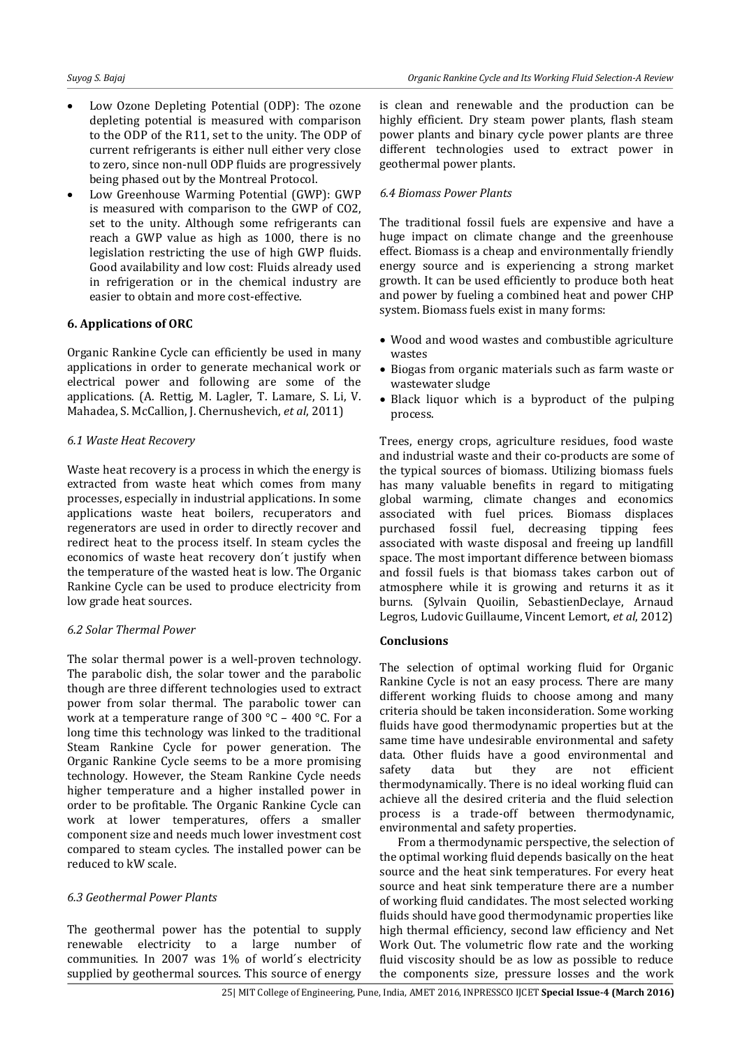- Low Ozone Depleting Potential (ODP): The ozone depleting potential is measured with comparison to the ODP of the R11, set to the unity. The ODP of current refrigerants is either null either very close to zero, since non-null ODP fluids are progressively being phased out by the Montreal Protocol.
- Low Greenhouse Warming Potential (GWP): GWP is measured with comparison to the GWP of CO2, set to the unity. Although some refrigerants can reach a GWP value as high as 1000, there is no legislation restricting the use of high GWP fluids. Good availability and low cost: Fluids already used in refrigeration or in the chemical industry are easier to obtain and more cost-effective.

## 6. Applications of ORC

Organic Rankine Cycle can efficiently be used in many applications in order to generate mechanical work or electrical power and following are some of the applications. (A. Rettig, M. Lagler, T. Lamare, S. Li, V. Mahadea, S. McCallion, J. Chernushevich, *et al*, 2011)

### *6.1 Waste Heat Recovery*

Waste heat recovery is a process in which the energy is extracted from waste heat which comes from many processes, especially in industrial applications. In some applications waste heat boilers, recuperators and regenerators are used in order to directly recover and redirect heat to the process itself. In steam cycles the economics of waste heat recovery don´t justify when the temperature of the wasted heat is low. The Organic Rankine Cycle can be used to produce electricity from low grade heat sources.

### *6.2 Solar Thermal Power*

The solar thermal power is a well-proven technology. The parabolic dish, the solar tower and the parabolic though are three different technologies used to extract power from solar thermal. The parabolic tower can work at a temperature range of 300 °C – 400 °C. For a long time this technology was linked to the traditional Steam Rankine Cycle for power generation. The Organic Rankine Cycle seems to be a more promising technology. However, the Steam Rankine Cycle needs higher temperature and a higher installed power in order to be profitable. The Organic Rankine Cycle can work at lower temperatures, offers a smaller component size and needs much lower investment cost compared to steam cycles. The installed power can be reduced to kW scale.

### *6.3 Geothermal Power Plants*

The geothermal power has the potential to supply renewable electricity to a large number of communities. In 2007 was 1% of world´s electricity supplied by geothermal sources. This source of energy is clean and renewable and the production can be highly efficient. Dry steam power plants, flash steam power plants and binary cycle power plants are three different technologies used to extract power in geothermal power plants.

### *6.4 Biomass Power Plants*

The traditional fossil fuels are expensive and have a huge impact on climate change and the greenhouse effect. Biomass is a cheap and environmentally friendly energy source and is experiencing a strong market growth. It can be used efficiently to produce both heat and power by fueling a combined heat and power CHP system. Biomass fuels exist in many forms:

- Wood and wood wastes and combustible agriculture wastes
- Biogas from organic materials such as farm waste or wastewater sludge
- Black liquor which is a byproduct of the pulping process.

Trees, energy crops, agriculture residues, food waste and industrial waste and their co-products are some of the typical sources of biomass. Utilizing biomass fuels has many valuable benefits in regard to mitigating global warming, climate changes and economics associated with fuel prices. Biomass displaces purchased fossil fuel, decreasing tipping fees associated with waste disposal and freeing up landfill space. The most important difference between biomass and fossil fuels is that biomass takes carbon out of atmosphere while it is growing and returns it as it burns. (Sylvain Quoilin, SebastienDeclaye, Arnaud Legros, Ludovic Guillaume, Vincent Lemort, *et al*, 2012)

## Conclusions

The selection of optimal working fluid for Organic Rankine Cycle is not an easy process. There are many different working fluids to choose among and many criteria should be taken inconsideration. Some working fluids have good thermodynamic properties but at the same time have undesirable environmental and safety data. Other fluids have a good environmental and safety data but they are not efficient thermodynamically. There is no ideal working fluid can achieve all the desired criteria and the fluid selection process is a trade-off between thermodynamic, environmental and safety properties.

From a thermodynamic perspective, the selection of the optimal working fluid depends basically on the heat source and the heat sink temperatures. For every heat source and heat sink temperature there are a number of working fluid candidates. The most selected working fluids should have good thermodynamic properties like high thermal efficiency, second law efficiency and Net Work Out. The volumetric flow rate and the working fluid viscosity should be as low as possible to reduce the components size, pressure losses and the work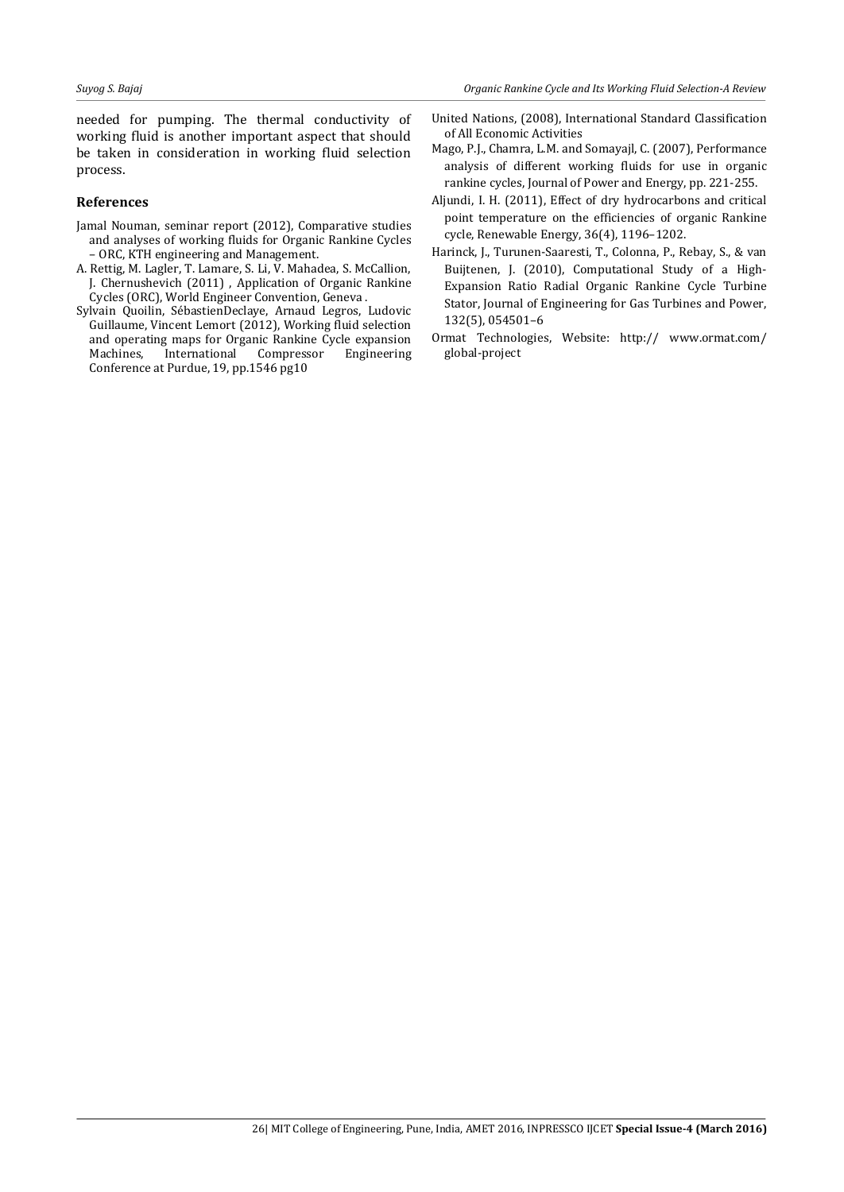needed for pumping. The thermal conductivity of working fluid is another important aspect that should be taken in consideration in working fluid selection process.

## References

Jamal Nouman, seminar report (2012), Comparative studies and analyses of working fluids for Organic Rankine Cycles – ORC, KTH engineering and Management.

A. Rettig, M. Lagler, T. Lamare, S. Li, V. Mahadea, S. McCallion, J. Chernushevich (2011) , Application of Organic Rankine Cycles (ORC), World Engineer Convention, Geneva .

Sylvain Quoilin, SébastienDeclaye, Arnaud Legros, Ludovic Guillaume, Vincent Lemort (2012), Working fluid selection and operating maps for Organic Rankine Cycle expansion Machines, International Compressor Engineering Conference at Purdue, 19, pp.1546 pg10

United Nations, (2008), International Standard Classification of All Economic Activities

Mago, P.J., Chamra, L.M. and Somayajl, C. (2007), Performance analysis of different working fluids for use in organic rankine cycles, Journal of Power and Energy, pp. 221-255.

Aljundi, I. H. (2011), Effect of dry hydrocarbons and critical point temperature on the efficiencies of organic Rankine cycle, Renewable Energy, 36(4), 1196–1202.

Harinck, J., Turunen-Saaresti, T., Colonna, P., Rebay, S., & van Buijtenen, J. (2010), Computational Study of a High-Expansion Ratio Radial Organic Rankine Cycle Turbine Stator, Journal of Engineering for Gas Turbines and Power, 132(5), 054501–6

Ormat Technologies, Website: http:// www.ormat.com/ global-project